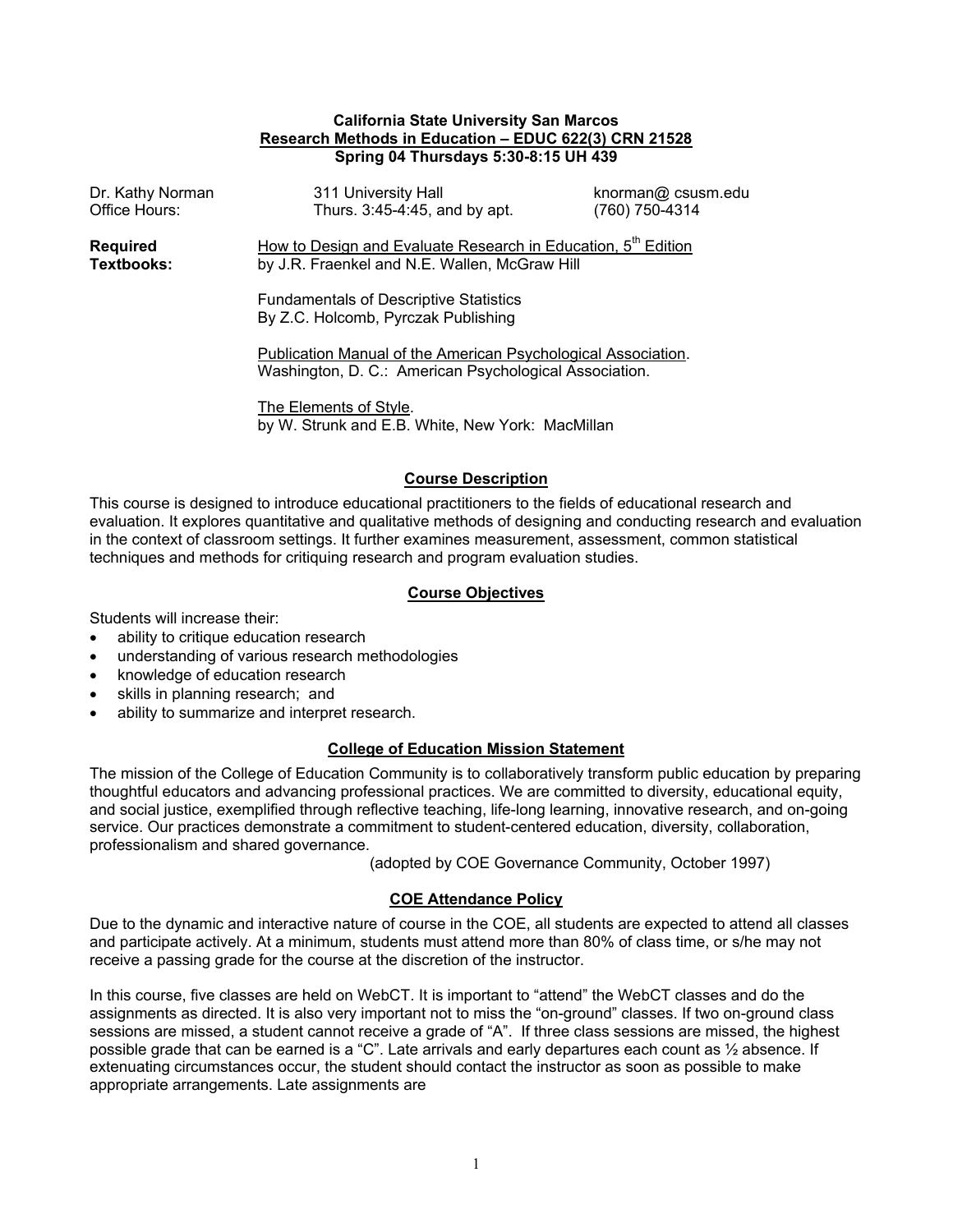**California State University San Marcos**
**Research Methods in Education – EDUC 622(3) CRN 21528**
**Spring 04 Thursdays 5:30-8:15 UH 439**

| | | |
|---|---|---|
| Dr. Kathy Norman | 311 University Hall | knorman@ csusm.edu |
| Office Hours: | Thurs. 3:45-4:45, and by apt. | (760) 750-4314 |

**Required Textbooks:**

How to Design and Evaluate Research in Education, 5th Edition
by J.R. Fraenkel and N.E. Wallen, McGraw Hill

Fundamentals of Descriptive Statistics
By Z.C. Holcomb, Pyrczak Publishing

Publication Manual of the American Psychological Association.
Washington, D. C.: American Psychological Association.

The Elements of Style.
by W. Strunk and E.B. White, New York: MacMillan

## Course Description

This course is designed to introduce educational practitioners to the fields of educational research and evaluation. It explores quantitative and qualitative methods of designing and conducting research and evaluation in the context of classroom settings. It further examines measurement, assessment, common statistical techniques and methods for critiquing research and program evaluation studies.

## Course Objectives

Students will increase their:

- ability to critique education research
- understanding of various research methodologies
- knowledge of education research
- skills in planning research; and
- ability to summarize and interpret research.

## College of Education Mission Statement

The mission of the College of Education Community is to collaboratively transform public education by preparing thoughtful educators and advancing professional practices. We are committed to diversity, educational equity, and social justice, exemplified through reflective teaching, life-long learning, innovative research, and on-going service. Our practices demonstrate a commitment to student-centered education, diversity, collaboration, professionalism and shared governance.

(adopted by COE Governance Community, October 1997)

## COE Attendance Policy

Due to the dynamic and interactive nature of course in the COE, all students are expected to attend all classes and participate actively. At a minimum, students must attend more than 80% of class time, or s/he may not receive a passing grade for the course at the discretion of the instructor.

In this course, five classes are held on WebCT. It is important to "attend" the WebCT classes and do the assignments as directed. It is also very important not to miss the "on-ground" classes. If two on-ground class sessions are missed, a student cannot receive a grade of "A". If three class sessions are missed, the highest possible grade that can be earned is a "C". Late arrivals and early departures each count as ½ absence. If extenuating circumstances occur, the student should contact the instructor as soon as possible to make appropriate arrangements. Late assignments are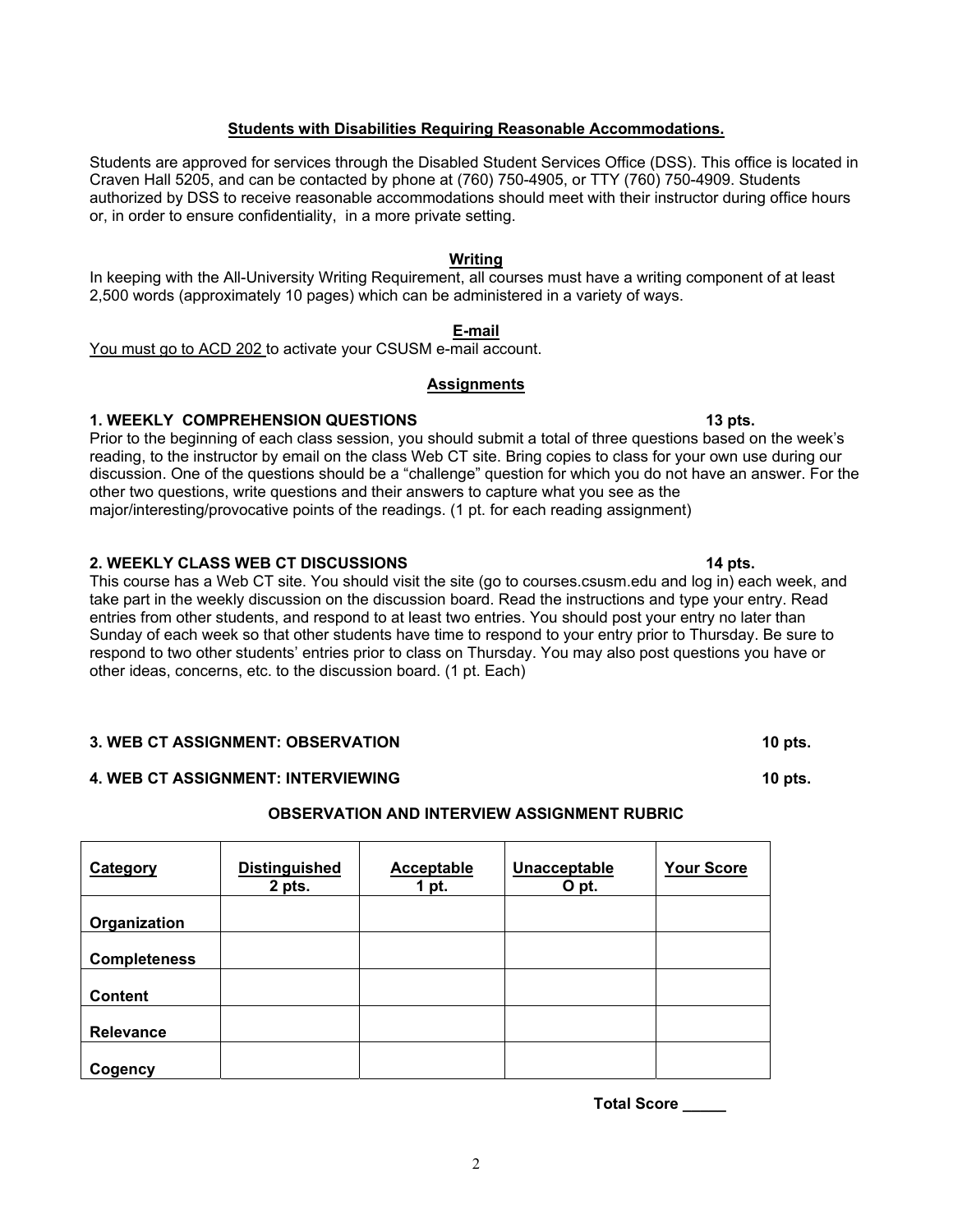### Students with Disabilities Requiring Reasonable Accommodations.

Students are approved for services through the Disabled Student Services Office (DSS). This office is located in Craven Hall 5205, and can be contacted by phone at (760) 750-4905, or TTY (760) 750-4909. Students authorized by DSS to receive reasonable accommodations should meet with their instructor during office hours or, in order to ensure confidentiality, in a more private setting.

### Writing

In keeping with the All-University Writing Requirement, all courses must have a writing component of at least 2,500 words (approximately 10 pages) which can be administered in a variety of ways.

### E-mail

You must go to ACD 202 to activate your CSUSM e-mail account.

### Assignments

**1. WEEKLY COMPREHENSION QUESTIONS — 13 pts.**

Prior to the beginning of each class session, you should submit a total of three questions based on the week's reading, to the instructor by email on the class Web CT site. Bring copies to class for your own use during our discussion. One of the questions should be a "challenge" question for which you do not have an answer. For the other two questions, write questions and their answers to capture what you see as the major/interesting/provocative points of the readings. (1 pt. for each reading assignment)

**2. WEEKLY CLASS WEB CT DISCUSSIONS — 14 pts.**

This course has a Web CT site. You should visit the site (go to courses.csusm.edu and log in) each week, and take part in the weekly discussion on the discussion board. Read the instructions and type your entry. Read entries from other students, and respond to at least two entries. You should post your entry no later than Sunday of each week so that other students have time to respond to your entry prior to Thursday. Be sure to respond to two other students' entries prior to class on Thursday. You may also post questions you have or other ideas, concerns, etc. to the discussion board. (1 pt. Each)

**3. WEB CT ASSIGNMENT: OBSERVATION — 10 pts.**

**4. WEB CT ASSIGNMENT: INTERVIEWING — 10 pts.**

**OBSERVATION AND INTERVIEW ASSIGNMENT RUBRIC**

| Category | Distinguished 2 pts. | Acceptable 1 pt. | Unacceptable O pt. | Your Score |
|---|---|---|---|---|
| Organization | | | | |
| Completeness | | | | |
| Content | | | | |
| Relevance | | | | |
| Cogency | | | | |

**Total Score _____**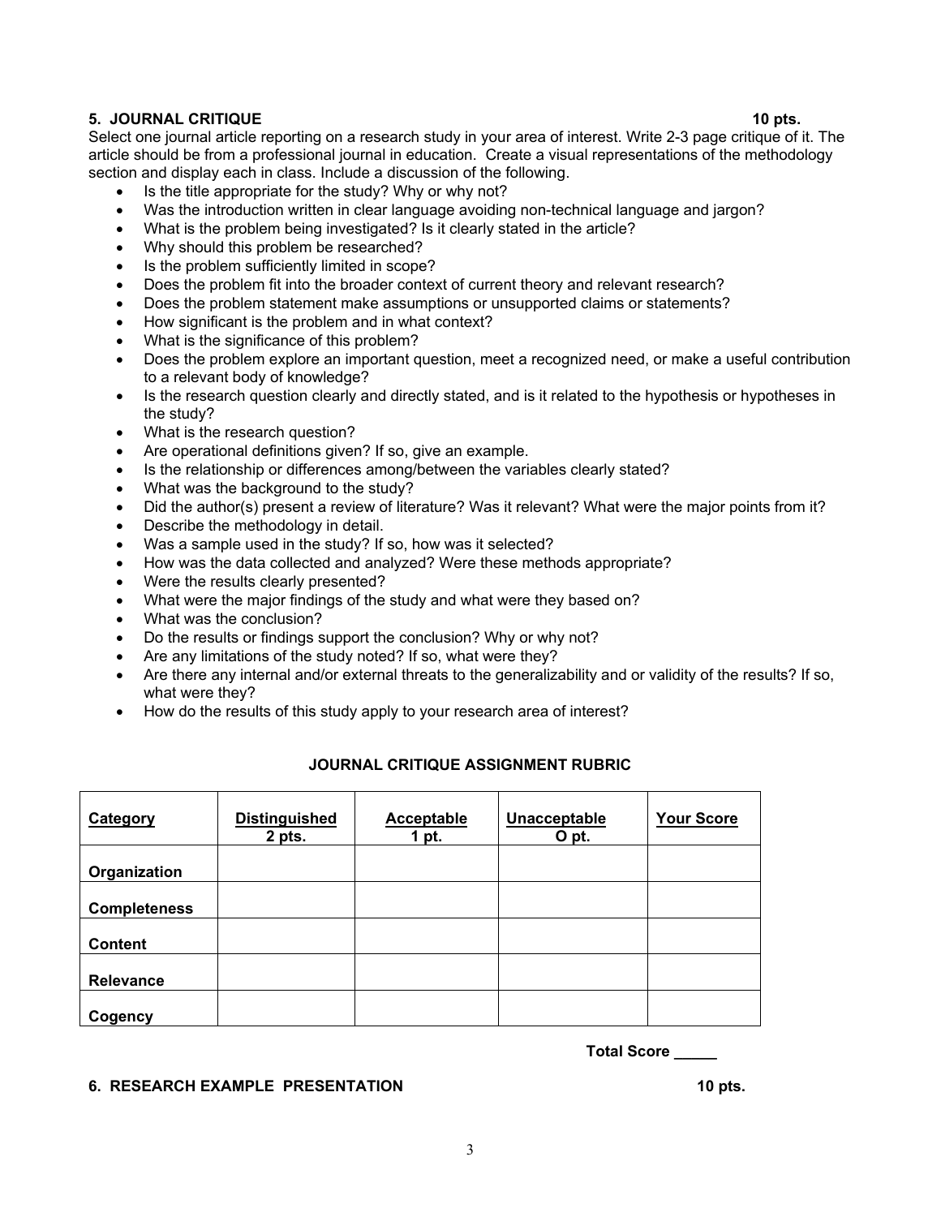### 5. JOURNAL CRITIQUE 10 pts.

Select one journal article reporting on a research study in your area of interest. Write 2-3 page critique of it. The article should be from a professional journal in education. Create a visual representations of the methodology section and display each in class. Include a discussion of the following.

- Is the title appropriate for the study? Why or why not?
- Was the introduction written in clear language avoiding non-technical language and jargon?
- What is the problem being investigated? Is it clearly stated in the article?
- Why should this problem be researched?
- Is the problem sufficiently limited in scope?
- Does the problem fit into the broader context of current theory and relevant research?
- Does the problem statement make assumptions or unsupported claims or statements?
- How significant is the problem and in what context?
- What is the significance of this problem?
- Does the problem explore an important question, meet a recognized need, or make a useful contribution to a relevant body of knowledge?
- Is the research question clearly and directly stated, and is it related to the hypothesis or hypotheses in the study?
- What is the research question?
- Are operational definitions given? If so, give an example.
- Is the relationship or differences among/between the variables clearly stated?
- What was the background to the study?
- Did the author(s) present a review of literature? Was it relevant? What were the major points from it?
- Describe the methodology in detail.
- Was a sample used in the study? If so, how was it selected?
- How was the data collected and analyzed? Were these methods appropriate?
- Were the results clearly presented?
- What were the major findings of the study and what were they based on?
- What was the conclusion?
- Do the results or findings support the conclusion? Why or why not?
- Are any limitations of the study noted? If so, what were they?
- Are there any internal and/or external threats to the generalizability and or validity of the results? If so, what were they?
- How do the results of this study apply to your research area of interest?

**JOURNAL CRITIQUE ASSIGNMENT RUBRIC**

| Category | Distinguished 2 pts. | Acceptable 1 pt. | Unacceptable O pt. | Your Score |
|---|---|---|---|---|
| Organization | | | | |
| Completeness | | | | |
| Content | | | | |
| Relevance | | | | |
| Cogency | | | | |

**Total Score _____**

### 6. RESEARCH EXAMPLE PRESENTATION 10 pts.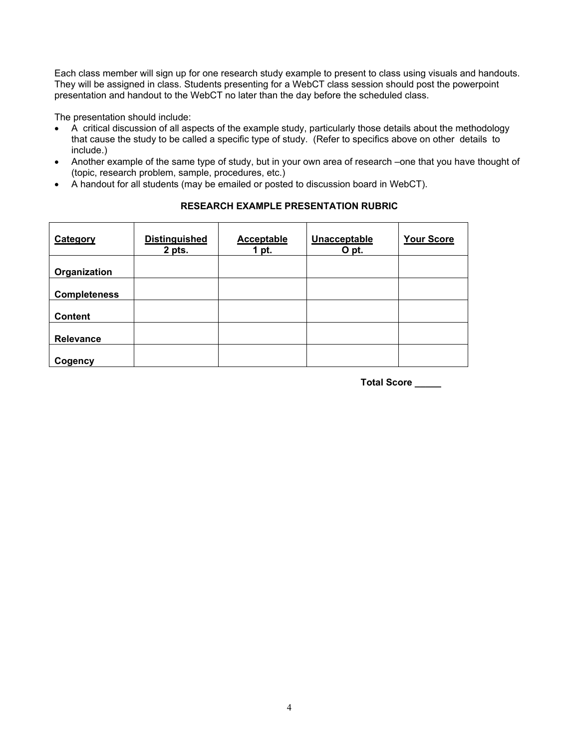Each class member will sign up for one research study example to present to class using visuals and handouts. They will be assigned in class. Students presenting for a WebCT class session should post the powerpoint presentation and handout to the WebCT no later than the day before the scheduled class.

The presentation should include:

- A critical discussion of all aspects of the example study, particularly those details about the methodology that cause the study to be called a specific type of study. (Refer to specifics above on other details to include.)
- Another example of the same type of study, but in your own area of research –one that you have thought of (topic, research problem, sample, procedures, etc.)
- A handout for all students (may be emailed or posted to discussion board in WebCT).

**RESEARCH EXAMPLE PRESENTATION RUBRIC**

| **Category** | **Distinguished 2 pts.** | **Acceptable 1 pt.** | **Unacceptable O pt.** | **Your Score** |
|---|---|---|---|---|
| **Organization** | | | | |
| **Completeness** | | | | |
| **Content** | | | | |
| **Relevance** | | | | |
| **Cogency** | | | | |

**Total Score _____**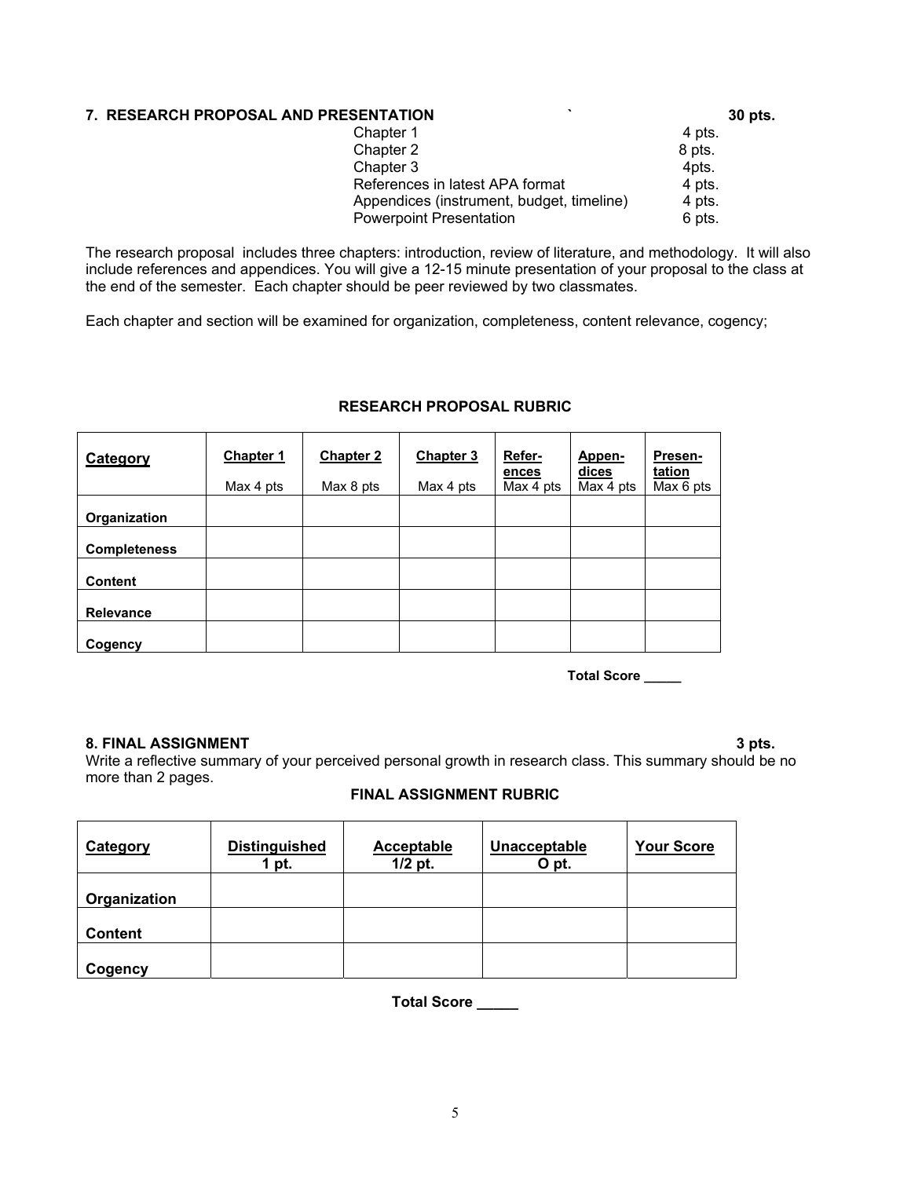**7. RESEARCH PROPOSAL AND PRESENTATION ` 30 pts.**

| | |
|---|---|
| Chapter 1 | 4 pts. |
| Chapter 2 | 8 pts. |
| Chapter 3 | 4pts. |
| References in latest APA format | 4 pts. |
| Appendices (instrument, budget, timeline) | 4 pts. |
| Powerpoint Presentation | 6 pts. |

The research proposal includes three chapters: introduction, review of literature, and methodology. It will also include references and appendices. You will give a 12-15 minute presentation of your proposal to the class at the end of the semester. Each chapter should be peer reviewed by two classmates.

Each chapter and section will be examined for organization, completeness, content relevance, cogency;

**RESEARCH PROPOSAL RUBRIC**

| **Category** | **Chapter 1** Max 4 pts | **Chapter 2** Max 8 pts | **Chapter 3** Max 4 pts | **Refer-ences** Max 4 pts | **Appen-dices** Max 4 pts | **Presen-tation** Max 6 pts |
|---|---|---|---|---|---|---|
| **Organization** | | | | | | |
| **Completeness** | | | | | | |
| **Content** | | | | | | |
| **Relevance** | | | | | | |
| **Cogency** | | | | | | |

**Total Score _____**

**8. FINAL ASSIGNMENT 3 pts.**

Write a reflective summary of your perceived personal growth in research class. This summary should be no more than 2 pages.

**FINAL ASSIGNMENT RUBRIC**

| **Category** | **Distinguished** 1 pt. | **Acceptable** 1/2 pt. | **Unacceptable** O pt. | **Your Score** |
|---|---|---|---|---|
| **Organization** | | | | |
| **Content** | | | | |
| **Cogency** | | | | |

**Total Score _____**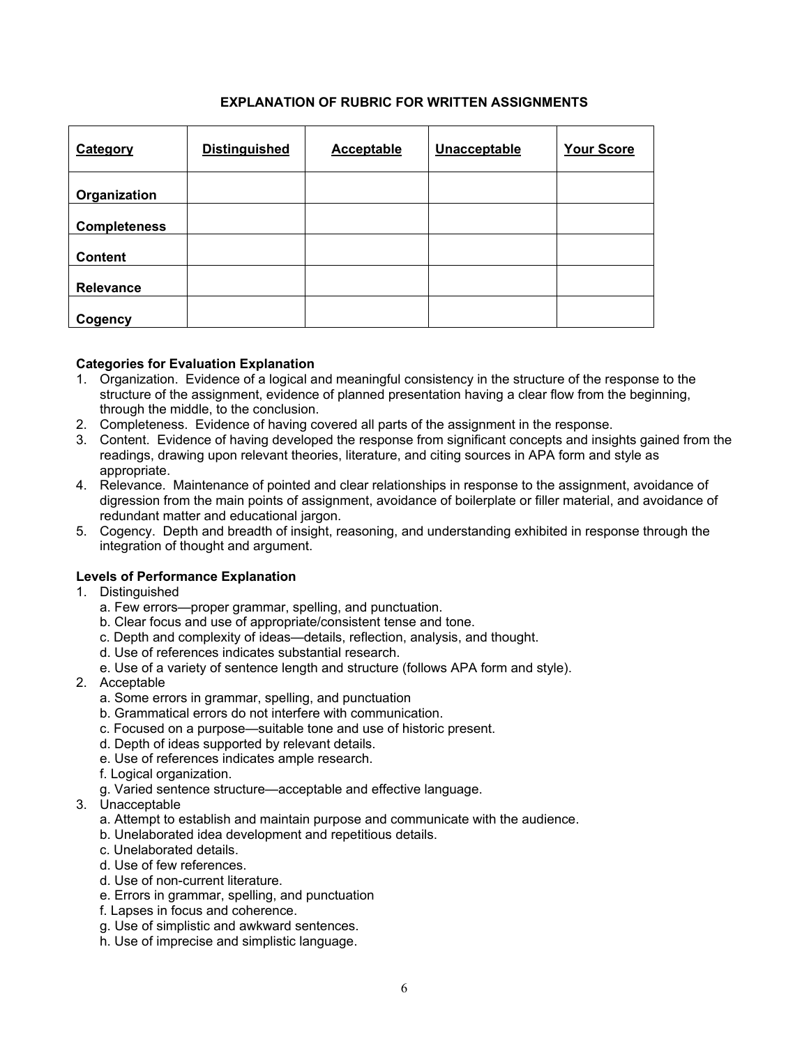## EXPLANATION OF RUBRIC FOR WRITTEN ASSIGNMENTS

| Category | Distinguished | Acceptable | Unacceptable | Your Score |
|---|---|---|---|---|
| **Organization** | | | | |
| **Completeness** | | | | |
| **Content** | | | | |
| **Relevance** | | | | |
| **Cogency** | | | | |

**Categories for Evaluation Explanation**

1. Organization. Evidence of a logical and meaningful consistency in the structure of the response to the structure of the assignment, evidence of planned presentation having a clear flow from the beginning, through the middle, to the conclusion.
2. Completeness. Evidence of having covered all parts of the assignment in the response.
3. Content. Evidence of having developed the response from significant concepts and insights gained from the readings, drawing upon relevant theories, literature, and citing sources in APA form and style as appropriate.
4. Relevance. Maintenance of pointed and clear relationships in response to the assignment, avoidance of digression from the main points of assignment, avoidance of boilerplate or filler material, and avoidance of redundant matter and educational jargon.
5. Cogency. Depth and breadth of insight, reasoning, and understanding exhibited in response through the integration of thought and argument.

**Levels of Performance Explanation**

1. Distinguished
   a. Few errors—proper grammar, spelling, and punctuation.
   b. Clear focus and use of appropriate/consistent tense and tone.
   c. Depth and complexity of ideas—details, reflection, analysis, and thought.
   d. Use of references indicates substantial research.
   e. Use of a variety of sentence length and structure (follows APA form and style).
2. Acceptable
   a. Some errors in grammar, spelling, and punctuation
   b. Grammatical errors do not interfere with communication.
   c. Focused on a purpose—suitable tone and use of historic present.
   d. Depth of ideas supported by relevant details.
   e. Use of references indicates ample research.
   f. Logical organization.
   g. Varied sentence structure—acceptable and effective language.
3. Unacceptable
   a. Attempt to establish and maintain purpose and communicate with the audience.
   b. Unelaborated idea development and repetitious details.
   c. Unelaborated details.
   d. Use of few references.
   d. Use of non-current literature.
   e. Errors in grammar, spelling, and punctuation
   f. Lapses in focus and coherence.
   g. Use of simplistic and awkward sentences.
   h. Use of imprecise and simplistic language.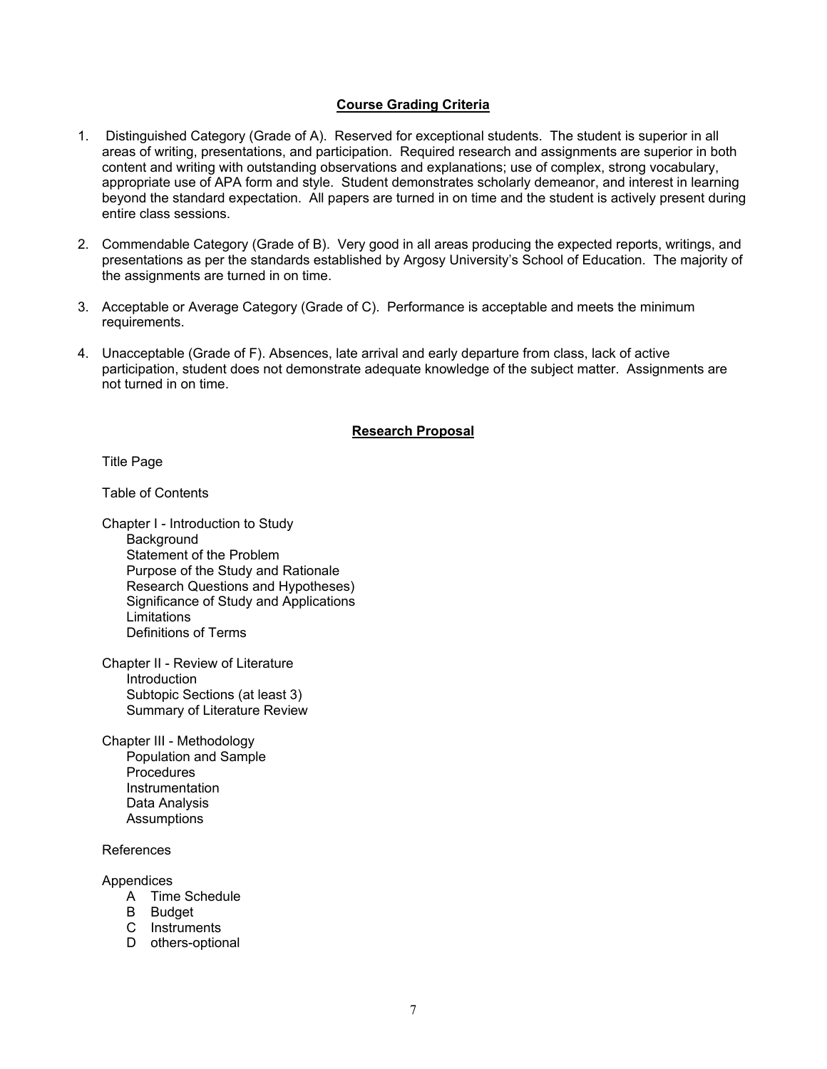## Course Grading Criteria

1. Distinguished Category (Grade of A). Reserved for exceptional students. The student is superior in all areas of writing, presentations, and participation. Required research and assignments are superior in both content and writing with outstanding observations and explanations; use of complex, strong vocabulary, appropriate use of APA form and style. Student demonstrates scholarly demeanor, and interest in learning beyond the standard expectation. All papers are turned in on time and the student is actively present during entire class sessions.

2. Commendable Category (Grade of B). Very good in all areas producing the expected reports, writings, and presentations as per the standards established by Argosy University's School of Education. The majority of the assignments are turned in on time.

3. Acceptable or Average Category (Grade of C). Performance is acceptable and meets the minimum requirements.

4. Unacceptable (Grade of F). Absences, late arrival and early departure from class, lack of active participation, student does not demonstrate adequate knowledge of the subject matter. Assignments are not turned in on time.

## Research Proposal

Title Page

Table of Contents

Chapter I - Introduction to Study
- Background
- Statement of the Problem
- Purpose of the Study and Rationale
- Research Questions and Hypotheses)
- Significance of Study and Applications
- Limitations
- Definitions of Terms

Chapter II - Review of Literature
- Introduction
- Subtopic Sections (at least 3)
- Summary of Literature Review

Chapter III - Methodology
- Population and Sample
- Procedures
- Instrumentation
- Data Analysis
- Assumptions

References

Appendices
- A Time Schedule
- B Budget
- C Instruments
- D others-optional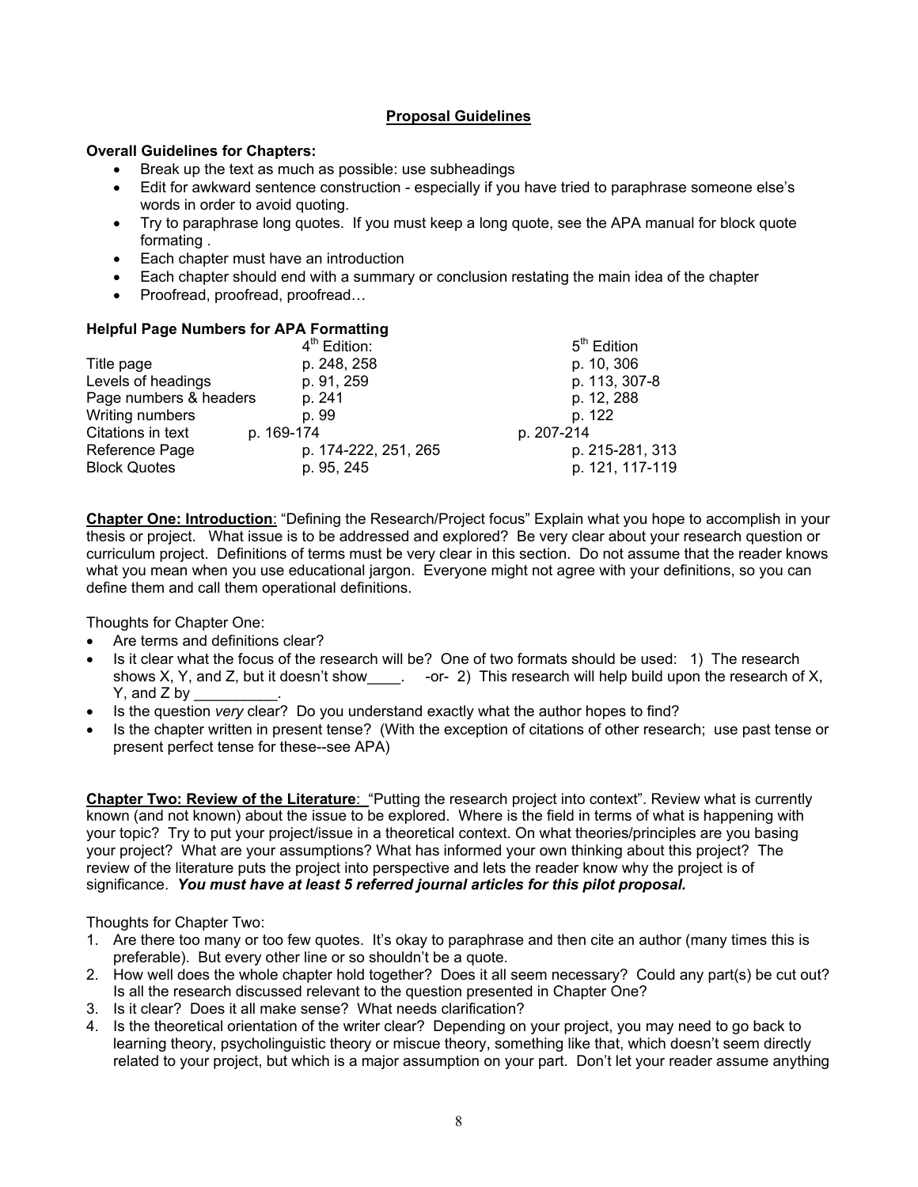# Proposal Guidelines

**Overall Guidelines for Chapters:**

- Break up the text as much as possible: use subheadings
- Edit for awkward sentence construction - especially if you have tried to paraphrase someone else's words in order to avoid quoting.
- Try to paraphrase long quotes. If you must keep a long quote, see the APA manual for block quote formating .
- Each chapter must have an introduction
- Each chapter should end with a summary or conclusion restating the main idea of the chapter
- Proofread, proofread, proofread…

**Helpful Page Numbers for APA Formatting**

| | 4th Edition: | 5th Edition |
|---|---|---|
| Title page | p. 248, 258 | p. 10, 306 |
| Levels of headings | p. 91, 259 | p. 113, 307-8 |
| Page numbers & headers | p. 241 | p. 12, 288 |
| Writing numbers | p. 99 | p. 122 |
| Citations in text | p. 169-174 | p. 207-214 |
| Reference Page | p. 174-222, 251, 265 | p. 215-281, 313 |
| Block Quotes | p. 95, 245 | p. 121, 117-119 |

**Chapter One: Introduction**: "Defining the Research/Project focus" Explain what you hope to accomplish in your thesis or project. What issue is to be addressed and explored? Be very clear about your research question or curriculum project. Definitions of terms must be very clear in this section. Do not assume that the reader knows what you mean when you use educational jargon. Everyone might not agree with your definitions, so you can define them and call them operational definitions.

Thoughts for Chapter One:

- Are terms and definitions clear?
- Is it clear what the focus of the research will be? One of two formats should be used: 1) The research shows X, Y, and Z, but it doesn't show____. -or- 2) This research will help build upon the research of X, Y, and Z by __________.
- Is the question *very* clear? Do you understand exactly what the author hopes to find?
- Is the chapter written in present tense? (With the exception of citations of other research; use past tense or present perfect tense for these--see APA)

**Chapter Two: Review of the Literature**: "Putting the research project into context". Review what is currently known (and not known) about the issue to be explored. Where is the field in terms of what is happening with your topic? Try to put your project/issue in a theoretical context. On what theories/principles are you basing your project? What are your assumptions? What has informed your own thinking about this project? The review of the literature puts the project into perspective and lets the reader know why the project is of significance. ***You must have at least 5 referred journal articles for this pilot proposal.***

Thoughts for Chapter Two:

1. Are there too many or too few quotes. It's okay to paraphrase and then cite an author (many times this is preferable). But every other line or so shouldn't be a quote.
2. How well does the whole chapter hold together? Does it all seem necessary? Could any part(s) be cut out? Is all the research discussed relevant to the question presented in Chapter One?
3. Is it clear? Does it all make sense? What needs clarification?
4. Is the theoretical orientation of the writer clear? Depending on your project, you may need to go back to learning theory, psycholinguistic theory or miscue theory, something like that, which doesn't seem directly related to your project, but which is a major assumption on your part. Don't let your reader assume anything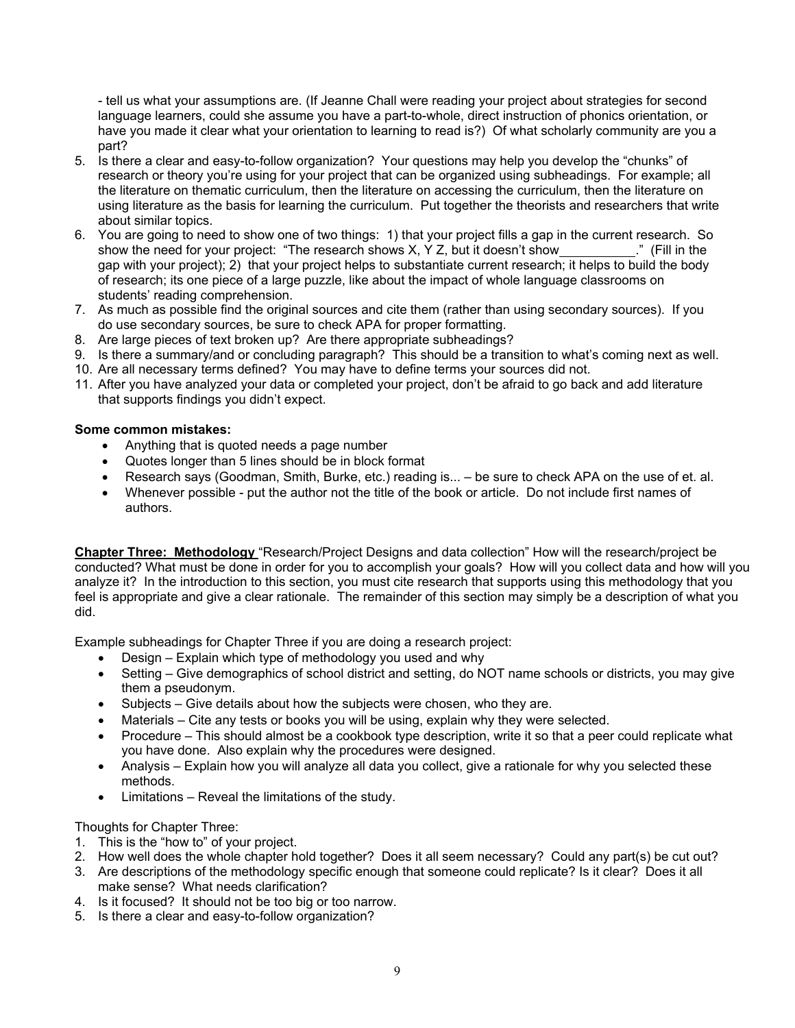- tell us what your assumptions are. (If Jeanne Chall were reading your project about strategies for second language learners, could she assume you have a part-to-whole, direct instruction of phonics orientation, or have you made it clear what your orientation to learning to read is?) Of what scholarly community are you a part?

5. Is there a clear and easy-to-follow organization? Your questions may help you develop the "chunks" of research or theory you're using for your project that can be organized using subheadings. For example; all the literature on thematic curriculum, then the literature on accessing the curriculum, then the literature on using literature as the basis for learning the curriculum. Put together the theorists and researchers that write about similar topics.
6. You are going to need to show one of two things: 1) that your project fills a gap in the current research. So show the need for your project: "The research shows X, Y Z, but it doesn't show\_\_\_\_\_\_\_\_\_\_\_." (Fill in the gap with your project); 2) that your project helps to substantiate current research; it helps to build the body of research; its one piece of a large puzzle, like about the impact of whole language classrooms on students' reading comprehension.
7. As much as possible find the original sources and cite them (rather than using secondary sources). If you do use secondary sources, be sure to check APA for proper formatting.
8. Are large pieces of text broken up? Are there appropriate subheadings?
9. Is there a summary/and or concluding paragraph? This should be a transition to what's coming next as well.
10. Are all necessary terms defined? You may have to define terms your sources did not.
11. After you have analyzed your data or completed your project, don't be afraid to go back and add literature that supports findings you didn't expect.

**Some common mistakes:**

- Anything that is quoted needs a page number
- Quotes longer than 5 lines should be in block format
- Research says (Goodman, Smith, Burke, etc.) reading is... – be sure to check APA on the use of et. al.
- Whenever possible - put the author not the title of the book or article. Do not include first names of authors.

**<u>Chapter Three: Methodology</u>** "Research/Project Designs and data collection" How will the research/project be conducted? What must be done in order for you to accomplish your goals? How will you collect data and how will you analyze it? In the introduction to this section, you must cite research that supports using this methodology that you feel is appropriate and give a clear rationale. The remainder of this section may simply be a description of what you did.

Example subheadings for Chapter Three if you are doing a research project:

- Design – Explain which type of methodology you used and why
- Setting – Give demographics of school district and setting, do NOT name schools or districts, you may give them a pseudonym.
- Subjects – Give details about how the subjects were chosen, who they are.
- Materials – Cite any tests or books you will be using, explain why they were selected.
- Procedure – This should almost be a cookbook type description, write it so that a peer could replicate what you have done. Also explain why the procedures were designed.
- Analysis – Explain how you will analyze all data you collect, give a rationale for why you selected these methods.
- Limitations – Reveal the limitations of the study.

Thoughts for Chapter Three:

1. This is the "how to" of your project.
2. How well does the whole chapter hold together? Does it all seem necessary? Could any part(s) be cut out?
3. Are descriptions of the methodology specific enough that someone could replicate? Is it clear? Does it all make sense? What needs clarification?
4. Is it focused? It should not be too big or too narrow.
5. Is there a clear and easy-to-follow organization?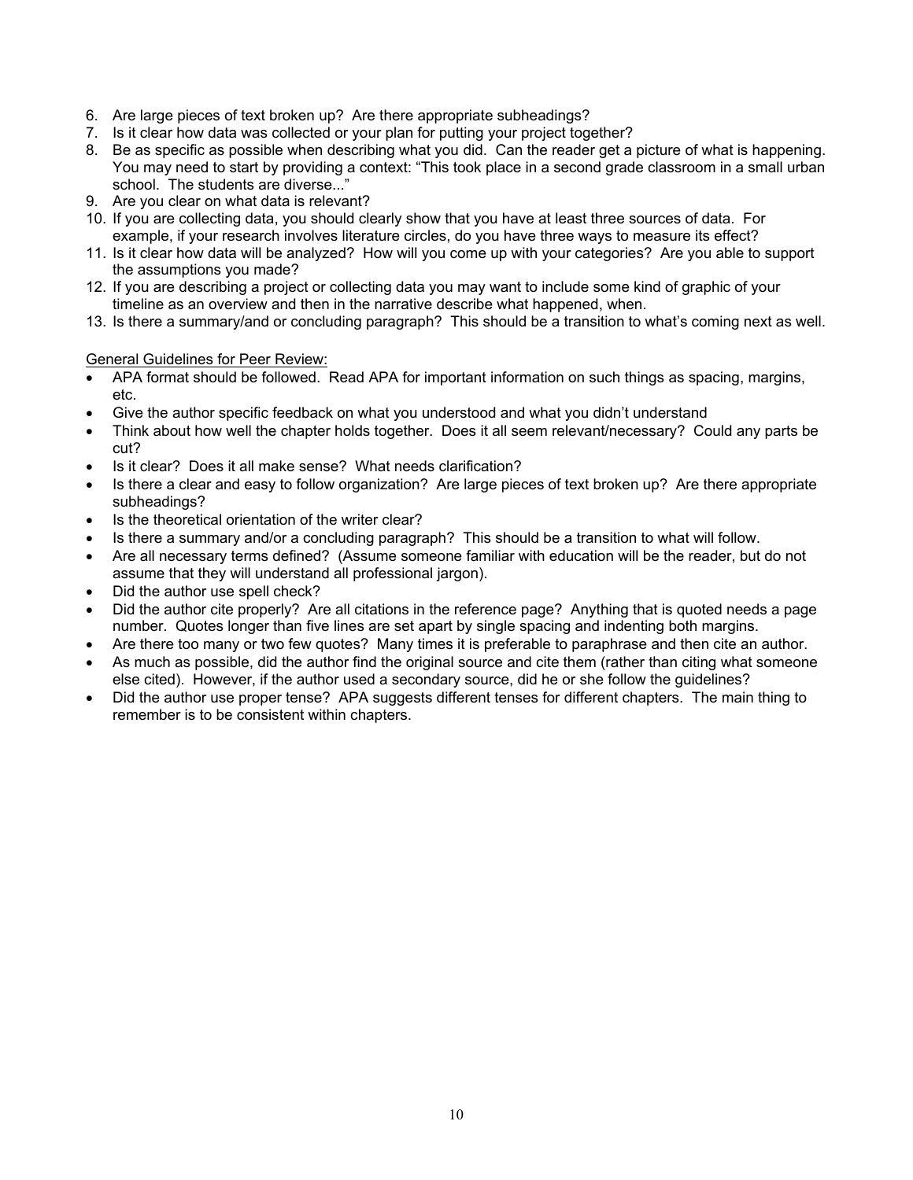6. Are large pieces of text broken up? Are there appropriate subheadings?
7. Is it clear how data was collected or your plan for putting your project together?
8. Be as specific as possible when describing what you did. Can the reader get a picture of what is happening. You may need to start by providing a context: "This took place in a second grade classroom in a small urban school. The students are diverse..."
9. Are you clear on what data is relevant?
10. If you are collecting data, you should clearly show that you have at least three sources of data. For example, if your research involves literature circles, do you have three ways to measure its effect?
11. Is it clear how data will be analyzed? How will you come up with your categories? Are you able to support the assumptions you made?
12. If you are describing a project or collecting data you may want to include some kind of graphic of your timeline as an overview and then in the narrative describe what happened, when.
13. Is there a summary/and or concluding paragraph? This should be a transition to what's coming next as well.

General Guidelines for Peer Review:

- APA format should be followed. Read APA for important information on such things as spacing, margins, etc.
- Give the author specific feedback on what you understood and what you didn't understand
- Think about how well the chapter holds together. Does it all seem relevant/necessary? Could any parts be cut?
- Is it clear? Does it all make sense? What needs clarification?
- Is there a clear and easy to follow organization? Are large pieces of text broken up? Are there appropriate subheadings?
- Is the theoretical orientation of the writer clear?
- Is there a summary and/or a concluding paragraph? This should be a transition to what will follow.
- Are all necessary terms defined? (Assume someone familiar with education will be the reader, but do not assume that they will understand all professional jargon).
- Did the author use spell check?
- Did the author cite properly? Are all citations in the reference page? Anything that is quoted needs a page number. Quotes longer than five lines are set apart by single spacing and indenting both margins.
- Are there too many or two few quotes? Many times it is preferable to paraphrase and then cite an author.
- As much as possible, did the author find the original source and cite them (rather than citing what someone else cited). However, if the author used a secondary source, did he or she follow the guidelines?
- Did the author use proper tense? APA suggests different tenses for different chapters. The main thing to remember is to be consistent within chapters.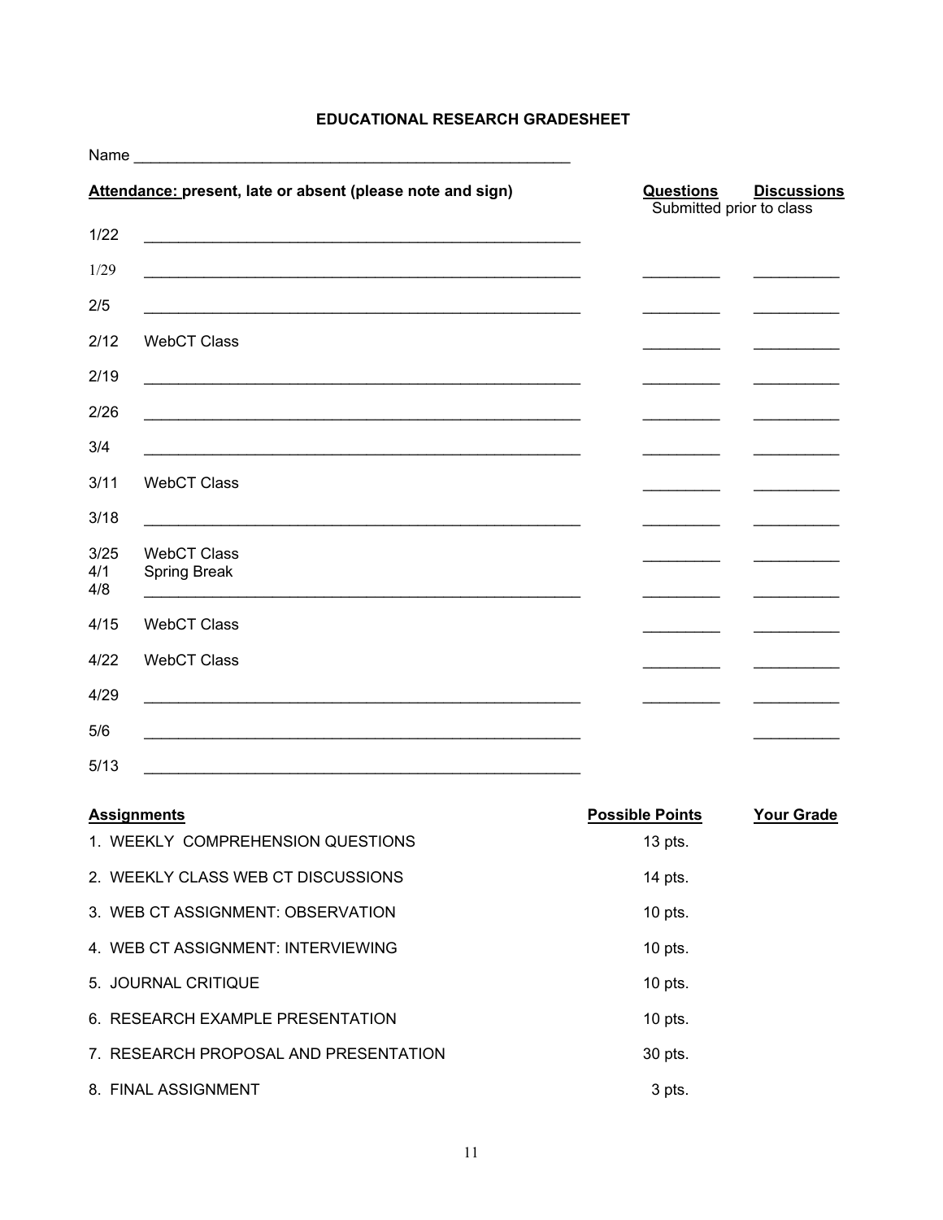# EDUCATIONAL RESEARCH GRADESHEET

Name ___________________________________________________

| **Attendance:** present, late or absent (please note and sign) | | **Questions** Submitted prior to class | **Discussions** |
|---|---|---|---|
| 1/22 | ___________________________________________________ | | |
| 1/29 | ___________________________________________________ | _________ | __________ |
| 2/5 | ___________________________________________________ | _________ | __________ |
| 2/12 | WebCT Class | _________ | __________ |
| 2/19 | ___________________________________________________ | _________ | __________ |
| 2/26 | ___________________________________________________ | _________ | __________ |
| 3/4 | ___________________________________________________ | _________ | __________ |
| 3/11 | WebCT Class | _________ | __________ |
| 3/18 | ___________________________________________________ | _________ | __________ |
| 3/25 | WebCT Class | _________ | __________ |
| 4/1 | Spring Break | | |
| 4/8 | ___________________________________________________ | _________ | __________ |
| 4/15 | WebCT Class | _________ | __________ |
| 4/22 | WebCT Class | _________ | __________ |
| 4/29 | ___________________________________________________ | _________ | __________ |
| 5/6 | ___________________________________________________ | | __________ |
| 5/13 | ___________________________________________________ | | |

| **Assignments** | **Possible Points** | **Your Grade** |
|---|---|---|
| 1. WEEKLY COMPREHENSION QUESTIONS | 13 pts. | |
| 2. WEEKLY CLASS WEB CT DISCUSSIONS | 14 pts. | |
| 3. WEB CT ASSIGNMENT: OBSERVATION | 10 pts. | |
| 4. WEB CT ASSIGNMENT: INTERVIEWING | 10 pts. | |
| 5. JOURNAL CRITIQUE | 10 pts. | |
| 6. RESEARCH EXAMPLE PRESENTATION | 10 pts. | |
| 7. RESEARCH PROPOSAL AND PRESENTATION | 30 pts. | |
| 8. FINAL ASSIGNMENT | 3 pts. | |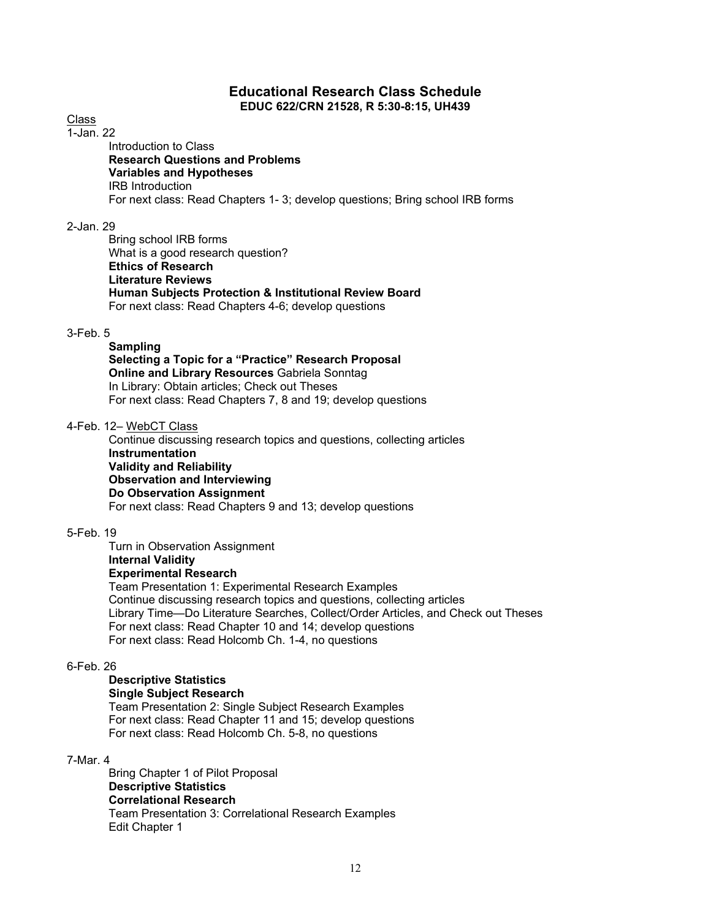# Educational Research Class Schedule

**EDUC 622/CRN 21528, R 5:30-8:15, UH439**

<u>Class</u>

1-Jan. 22

Introduction to Class
**Research Questions and Problems**
**Variables and Hypotheses**
IRB Introduction
For next class: Read Chapters 1- 3; develop questions; Bring school IRB forms

2-Jan. 29

Bring school IRB forms
What is a good research question?
**Ethics of Research**
**Literature Reviews**
**Human Subjects Protection & Institutional Review Board**
For next class: Read Chapters 4-6; develop questions

3-Feb. 5

**Sampling**
**Selecting a Topic for a "Practice" Research Proposal**
**Online and Library Resources** Gabriela Sonntag
In Library: Obtain articles; Check out Theses
For next class: Read Chapters 7, 8 and 19; develop questions

4-Feb. 12– <u>WebCT Class</u>

Continue discussing research topics and questions, collecting articles
**Instrumentation**
**Validity and Reliability**
**Observation and Interviewing**
**Do Observation Assignment**
For next class: Read Chapters 9 and 13; develop questions

5-Feb. 19

Turn in Observation Assignment
**Internal Validity**
**Experimental Research**
Team Presentation 1: Experimental Research Examples
Continue discussing research topics and questions, collecting articles
Library Time—Do Literature Searches, Collect/Order Articles, and Check out Theses
For next class: Read Chapter 10 and 14; develop questions
For next class: Read Holcomb Ch. 1-4, no questions

6-Feb. 26

**Descriptive Statistics**
**Single Subject Research**
Team Presentation 2: Single Subject Research Examples
For next class: Read Chapter 11 and 15; develop questions
For next class: Read Holcomb Ch. 5-8, no questions

7-Mar. 4

Bring Chapter 1 of Pilot Proposal
**Descriptive Statistics**
**Correlational Research**
Team Presentation 3: Correlational Research Examples
Edit Chapter 1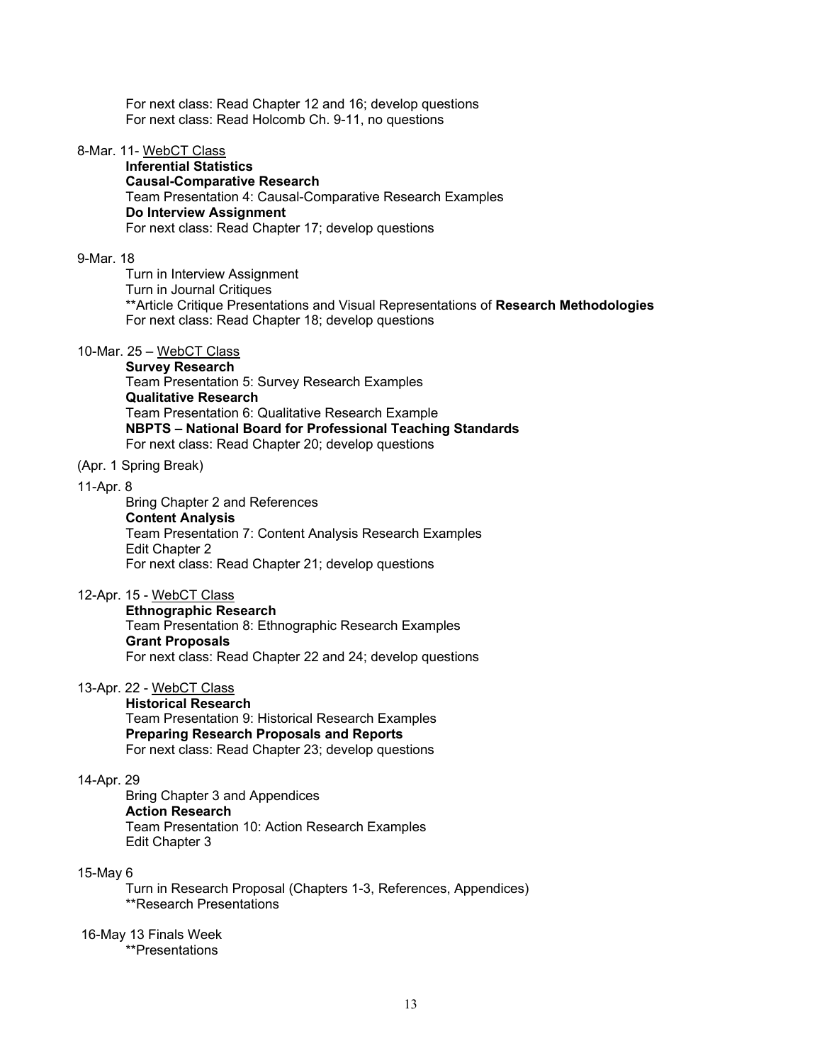For next class: Read Chapter 12 and 16; develop questions
For next class: Read Holcomb Ch. 9-11, no questions

8-Mar. 11- <u>WebCT Class</u>

**Inferential Statistics**
**Causal-Comparative Research**
Team Presentation 4: Causal-Comparative Research Examples
**Do Interview Assignment**
For next class: Read Chapter 17; develop questions

9-Mar. 18

Turn in Interview Assignment
Turn in Journal Critiques
**Article Critique Presentations and Visual Representations of **Research Methodologies**
For next class: Read Chapter 18; develop questions

10-Mar. 25 – <u>WebCT Class</u>

**Survey Research**
Team Presentation 5: Survey Research Examples
**Qualitative Research**
Team Presentation 6: Qualitative Research Example
**NBPTS – National Board for Professional Teaching Standards**
For next class: Read Chapter 20; develop questions

(Apr. 1 Spring Break)

11-Apr. 8

Bring Chapter 2 and References
**Content Analysis**
Team Presentation 7: Content Analysis Research Examples
Edit Chapter 2
For next class: Read Chapter 21; develop questions

12-Apr. 15 - <u>WebCT Class</u>

**Ethnographic Research**
Team Presentation 8: Ethnographic Research Examples
**Grant Proposals**
For next class: Read Chapter 22 and 24; develop questions

13-Apr. 22 - <u>WebCT Class</u>

**Historical Research**
Team Presentation 9: Historical Research Examples
**Preparing Research Proposals and Reports**
For next class: Read Chapter 23; develop questions

14-Apr. 29

Bring Chapter 3 and Appendices
**Action Research**
Team Presentation 10: Action Research Examples
Edit Chapter 3

15-May 6

Turn in Research Proposal (Chapters 1-3, References, Appendices)
**Research Presentations

16-May 13 Finals Week

**Presentations